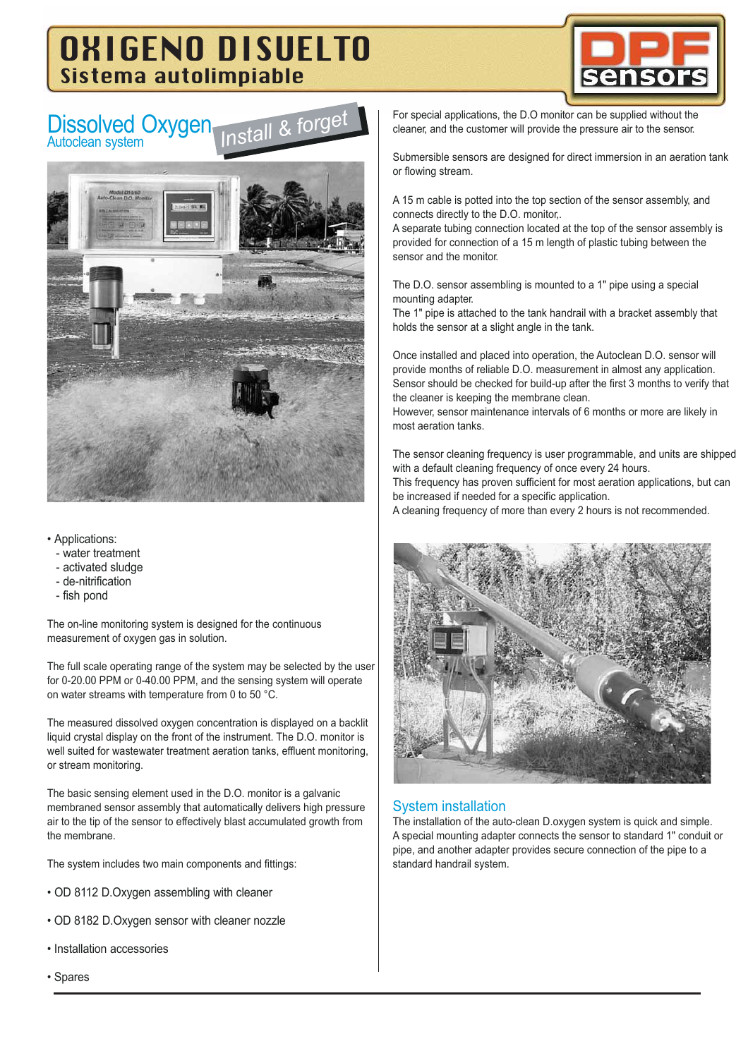# OXIGENO DISUELTO
## Sistema autolimpiable

# Dissolved Oxygen
Autoclean system

Install & forget

- Applications:
  - water treatment
  - activated sludge
  - de-nitrification
  - fish pond

The on-line monitoring system is designed for the continuous measurement of oxygen gas in solution.

The full scale operating range of the system may be selected by the user for 0-20.00 PPM or 0-40.00 PPM, and the sensing system will operate on water streams with temperature from 0 to 50 °C.

The measured dissolved oxygen concentration is displayed on a backlit liquid crystal display on the front of the instrument. The D.O. monitor is well suited for wastewater treatment aeration tanks, effluent monitoring, or stream monitoring.

The basic sensing element used in the D.O. monitor is a galvanic membraned sensor assembly that automatically delivers high pressure air to the tip of the sensor to effectively blast accumulated growth from the membrane.

The system includes two main components and fittings:

- OD 8112 D.Oxygen assembling with cleaner
- OD 8182 D.Oxygen sensor with cleaner nozzle
- Installation accessories
- Spares

For special applications, the D.O monitor can be supplied without the cleaner, and the customer will provide the pressure air to the sensor.

Submersible sensors are designed for direct immersion in an aeration tank or flowing stream.

A 15 m cable is potted into the top section of the sensor assembly, and connects directly to the D.O. monitor,.
A separate tubing connection located at the top of the sensor assembly is provided for connection of a 15 m length of plastic tubing between the sensor and the monitor.

The D.O. sensor assembling is mounted to a 1" pipe using a special mounting adapter.
The 1" pipe is attached to the tank handrail with a bracket assembly that holds the sensor at a slight angle in the tank.

Once installed and placed into operation, the Autoclean D.O. sensor will provide months of reliable D.O. measurement in almost any application.
Sensor should be checked for build-up after the first 3 months to verify that the cleaner is keeping the membrane clean.
However, sensor maintenance intervals of 6 months or more are likely in most aeration tanks.

The sensor cleaning frequency is user programmable, and units are shipped with a default cleaning frequency of once every 24 hours.
This frequency has proven sufficient for most aeration applications, but can be increased if needed for a specific application.
A cleaning frequency of more than every 2 hours is not recommended.

## System installation

The installation of the auto-clean D.oxygen system is quick and simple.
A special mounting adapter connects the sensor to standard 1" conduit or pipe, and another adapter provides secure connection of the pipe to a standard handrail system.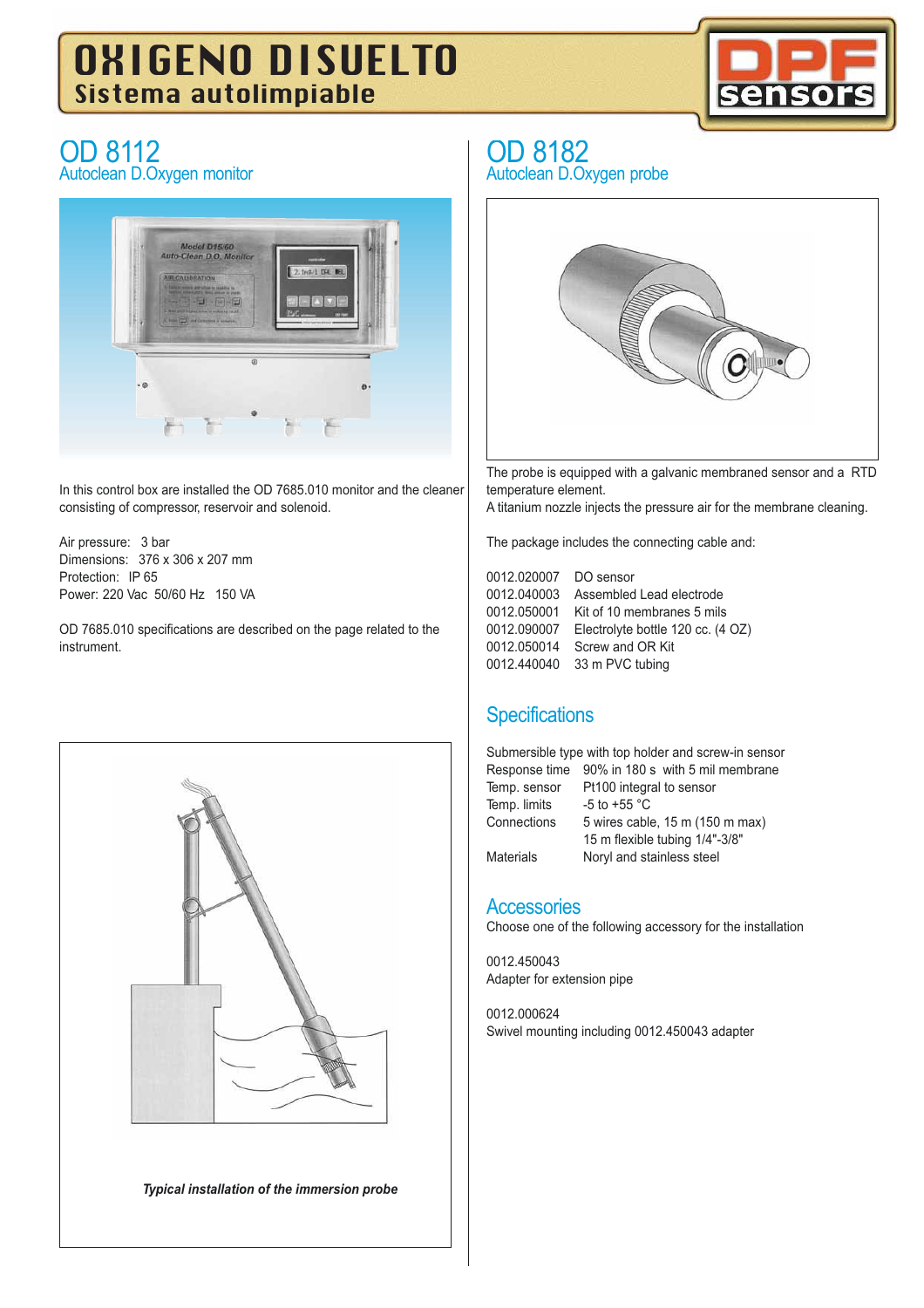# OXIGENO DISUELTO

## Sistema autolimpiable

## OD 8112

### Autoclean D.Oxygen monitor

In this control box are installed the OD 7685.010 monitor and the cleaner consisting of compressor, reservoir and solenoid.

Air pressure: 3 bar
Dimensions: 376 x 306 x 207 mm
Protection: IP 65
Power: 220 Vac 50/60 Hz 150 VA

OD 7685.010 specifications are described on the page related to the instrument.

*Typical installation of the immersion probe*

## OD 8182

### Autoclean D.Oxygen probe

The probe is equipped with a galvanic membraned sensor and a RTD temperature element.
A titanium nozzle injects the pressure air for the membrane cleaning.

The package includes the connecting cable and:

| | |
|---|---|
| 0012.020007 | DO sensor |
| 0012.040003 | Assembled Lead electrode |
| 0012.050001 | Kit of 10 membranes 5 mils |
| 0012.090007 | Electrolyte bottle 120 cc. (4 OZ) |
| 0012.050014 | Screw and OR Kit |
| 0012.440040 | 33 m PVC tubing |

### Specifications

Submersible type with top holder and screw-in sensor

| | |
|---|---|
| Response time | 90% in 180 s with 5 mil membrane |
| Temp. sensor | Pt100 integral to sensor |
| Temp. limits | -5 to +55 °C |
| Connections | 5 wires cable, 15 m (150 m max) |
| | 15 m flexible tubing 1/4"-3/8" |
| Materials | Noryl and stainless steel |

### Accessories

Choose one of the following accessory for the installation

0012.450043
Adapter for extension pipe

0012.000624
Swivel mounting including 0012.450043 adapter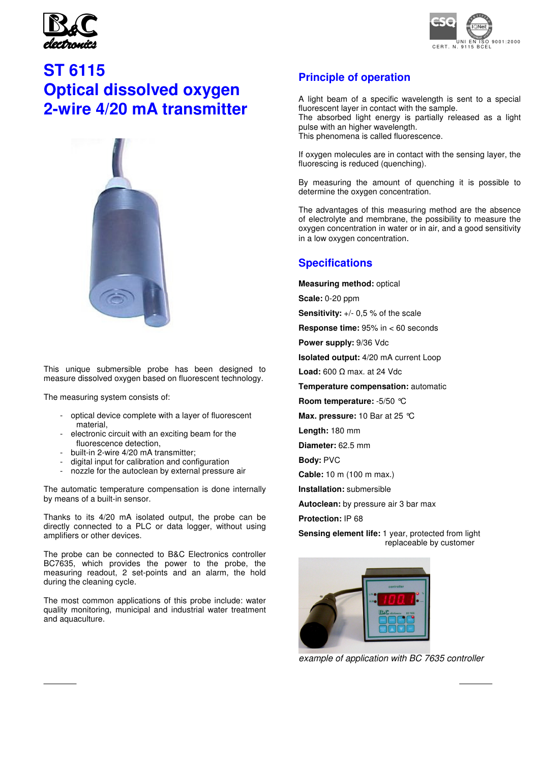# ST 6115
# Optical dissolved oxygen 2-wire 4/20 mA transmitter

This unique submersible probe has been designed to measure dissolved oxygen based on fluorescent technology.

The measuring system consists of:

- optical device complete with a layer of fluorescent material,
- electronic circuit with an exciting beam for the fluorescence detection,
- built-in 2-wire 4/20 mA transmitter;
- digital input for calibration and configuration
- nozzle for the autoclean by external pressure air

The automatic temperature compensation is done internally by means of a built-in sensor.

Thanks to its 4/20 mA isolated output, the probe can be directly connected to a PLC or data logger, without using amplifiers or other devices.

The probe can be connected to B&C Electronics controller BC7635, which provides the power to the probe, the measuring readout, 2 set-points and an alarm, the hold during the cleaning cycle.

The most common applications of this probe include: water quality monitoring, municipal and industrial water treatment and aquaculture.

## Principle of operation

A light beam of a specific wavelength is sent to a special fluorescent layer in contact with the sample.
The absorbed light energy is partially released as a light pulse with an higher wavelength.
This phenomena is called fluorescence.

If oxygen molecules are in contact with the sensing layer, the fluorescing is reduced (quenching).

By measuring the amount of quenching it is possible to determine the oxygen concentration.

The advantages of this measuring method are the absence of electrolyte and membrane, the possibility to measure the oxygen concentration in water or in air, and a good sensitivity in a low oxygen concentration.

## Specifications

**Measuring method:** optical

**Scale:** 0-20 ppm

**Sensitivity:** +/- 0,5 % of the scale

**Response time:** 95% in < 60 seconds

**Power supply:** 9/36 Vdc

**Isolated output:** 4/20 mA current Loop

**Load:** 600 Ω max. at 24 Vdc

**Temperature compensation:** automatic

**Room temperature:** -5/50 °C

**Max. pressure:** 10 Bar at 25 °C

**Length:** 180 mm

**Diameter:** 62.5 mm

**Body:** PVC

**Cable:** 10 m (100 m max.)

**Installation:** submersible

**Autoclean:** by pressure air 3 bar max

**Protection:** IP 68

**Sensing element life:** 1 year, protected from light replaceable by customer

*example of application with BC 7635 controller*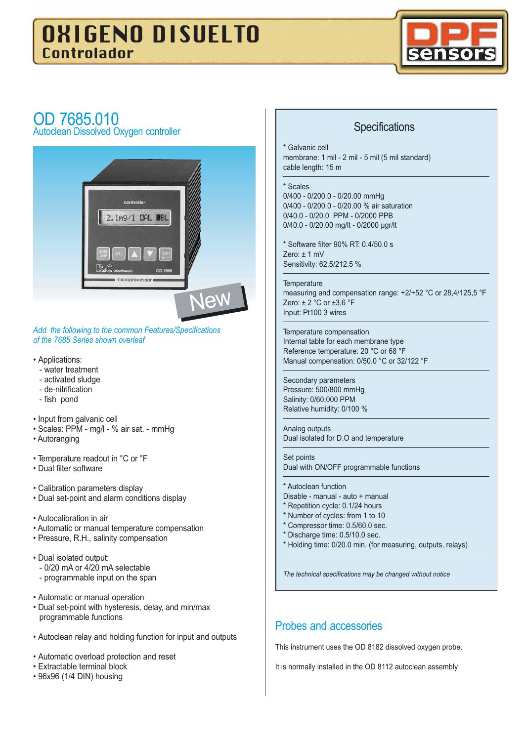# OXIGENO DISUELTO
## Controlador

DPF sensors

# OD 7685.010
### Autoclean Dissolved Oxygen controller

*Add the following to the common Features/Specifications of the 7685 Series shown overleaf*

- Applications:
  - water treatment
  - activated sludge
  - de-nitrification
  - fish pond

- Input from galvanic cell
- Scales: PPM - mg/l - % air sat. - mmHg
- Autoranging

- Temperature readout in °C or °F
- Dual filter software

- Calibration parameters display
- Dual set-point and alarm conditions display

- Autocalibration in air
- Automatic or manual temperature compensation
- Pressure, R.H., salinity compensation

- Dual isolated output:
  - 0/20 mA or 4/20 mA selectable
  - programmable input on the span

- Automatic or manual operation
- Dual set-point with hysteresis, delay, and min/max programmable functions

- Autoclean relay and holding function for input and outputs

- Automatic overload protection and reset
- Extractable terminal block
- 96x96 (1/4 DIN) housing

## Specifications

\* Galvanic cell
membrane: 1 mil - 2 mil - 5 mil (5 mil standard)
cable length: 15 m

\* Scales
0/400 - 0/200.0 - 0/20.00 mmHg
0/400 - 0/200.0 - 0/20.00 % air saturation
0/40.0 - 0/20.0 PPM - 0/2000 PPB
0/40.0 - 0/20.00 mg/lt - 0/2000 µgr/lt

\* Software filter 90% RT: 0.4/50.0 s
Zero: ± 1 mV
Sensitivity: 62.5/212.5 %

Temperature
measuring and compensation range: +2/+52 °C or 28,4/125,5 °F
Zero: ± 2 °C or ±3,6 °F
Input: Pt100 3 wires

Temperature compensation
Internal table for each membrane type
Reference temperature: 20 °C or 68 °F
Manual compensation: 0/50.0 °C or 32/122 °F

Secondary parameters
Pressure: 500/800 mmHg
Salinity: 0/60,000 PPM
Relative humidity: 0/100 %

Analog outputs
Dual isolated for D.O and temperature

Set points
Dual with ON/OFF programmable functions

\* Autoclean function
Disable - manual - auto + manual
\* Repetition cycle: 0.1/24 hours
\* Number of cycles: from 1 to 10
\* Compressor time: 0.5/60.0 sec.
\* Discharge time: 0.5/10.0 sec.
\* Holding time: 0/20.0 min. (for measuring, outputs, relays)

*The technical specifications may be changed without notice*

## Probes and accessories

This instrument uses the OD 8182 dissolved oxygen probe.

It is normally installed in the OD 8112 autoclean assembly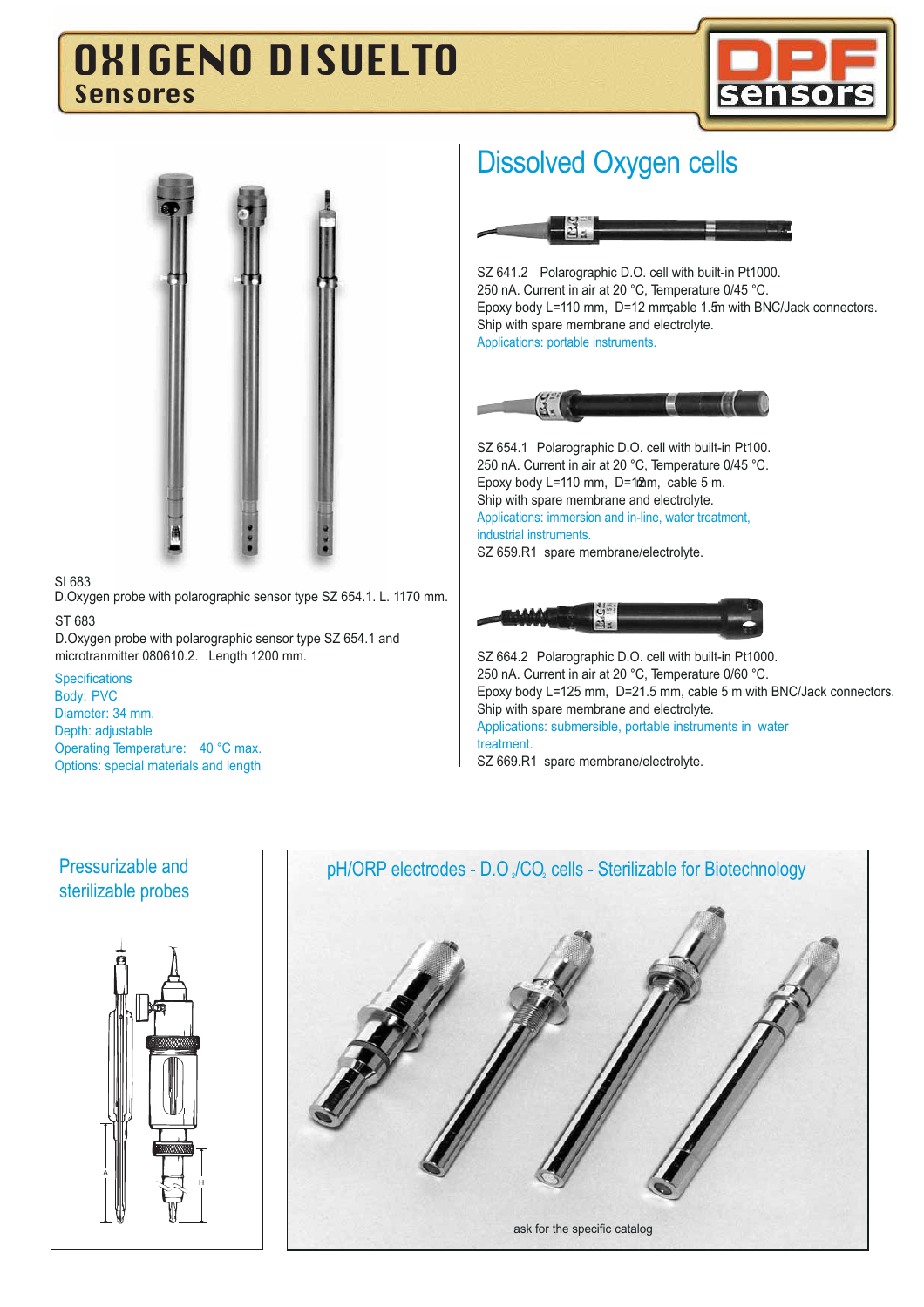# OXIGENO DISUELTO
## Sensores

SI 683
D.Oxygen probe with polarographic sensor type SZ 654.1. L. 1170 mm.

ST 683
D.Oxygen probe with polarographic sensor type SZ 654.1 and microtranmitter 080610.2. Length 1200 mm.

Specifications
Body: PVC
Diameter: 34 mm.
Depth: adjustable
Operating Temperature: 40 °C max.
Options: special materials and length

## Dissolved Oxygen cells

SZ 641.2 Polarographic D.O. cell with built-in Pt1000.
250 nA. Current in air at 20 °C, Temperature 0/45 °C.
Epoxy body L=110 mm, D=12 mm, cable 1.5 m with BNC/Jack connectors.
Ship with spare membrane and electrolyte.
Applications: portable instruments.

SZ 654.1 Polarographic D.O. cell with built-in Pt100.
250 nA. Current in air at 20 °C, Temperature 0/45 °C.
Epoxy body L=110 mm, D=12 mm, cable 5 m.
Ship with spare membrane and electrolyte.
Applications: immersion and in-line, water treatment, industrial instruments.
SZ 659.R1 spare membrane/electrolyte.

SZ 664.2 Polarographic D.O. cell with built-in Pt1000.
250 nA. Current in air at 20 °C, Temperature 0/60 °C.
Epoxy body L=125 mm, D=21.5 mm, cable 5 m with BNC/Jack connectors.
Ship with spare membrane and electrolyte.
Applications: submersible, portable instruments in water treatment.
SZ 669.R1 spare membrane/electrolyte.

## Pressurizable and sterilizable probes

## pH/ORP electrodes - D.O.$_2$/CO$_2$ cells - Sterilizable for Biotechnology

ask for the specific catalog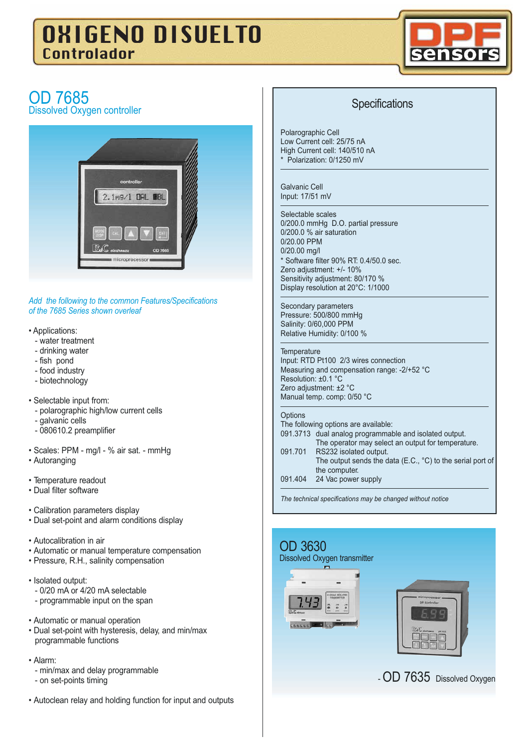# OXIGENO DISUELTO
## Controlador

DPF sensors

## OD 7685
### Dissolved Oxygen controller

*Add the following to the common Features/Specifications of the 7685 Series shown overleaf*

- Applications:
  - water treatment
  - drinking water
  - fish pond
  - food industry
  - biotechnology

- Selectable input from:
  - polarographic high/low current cells
  - galvanic cells
  - 080610.2 preamplifier

- Scales: PPM - mg/l - % air sat. - mmHg
- Autoranging

- Temperature readout
- Dual filter software

- Calibration parameters display
- Dual set-point and alarm conditions display

- Autocalibration in air
- Automatic or manual temperature compensation
- Pressure, R.H., salinity compensation

- Isolated output:
  - 0/20 mA or 4/20 mA selectable
  - programmable input on the span

- Automatic or manual operation
- Dual set-point with hysteresis, delay, and min/max programmable functions

- Alarm:
  - min/max and delay programmable
  - on set-points timing

- Autoclean relay and holding function for input and outputs

### Specifications

Polarographic Cell
Low Current cell: 25/75 nA
High Current cell: 140/510 nA
* Polarization: 0/1250 mV

Galvanic Cell
Input: 17/51 mV

Selectable scales
0/200.0 mmHg D.O. partial pressure
0/200.0 % air saturation
0/20.00 PPM
0/20.00 mg/l
* Software filter 90% RT: 0.4/50.0 sec.
Zero adjustment: +/- 10%
Sensitivity adjustment: 80/170 %
Display resolution at 20°C: 1/1000

Secondary parameters
Pressure: 500/800 mmHg
Salinity: 0/60,000 PPM
Relative Humidity: 0/100 %

Temperature
Input: RTD Pt100 2/3 wires connection
Measuring and compensation range: -2/+52 °C
Resolution: ±0.1 °C
Zero adjustment: ±2 °C
Manual temp. comp: 0/50 °C

Options
The following options are available:

| | |
|---|---|
| 091.3713 | dual analog programmable and isolated output. The operator may select an output for temperature. |
| 091.701 | RS232 isolated output. The output sends the data (E.C., °C) to the serial port of the computer. |
| 091.404 | 24 Vac power supply |

*The technical specifications may be changed without notice*

## OD 3630
### Dissolved Oxygen transmitter

- OD 7635 Dissolved Oxygen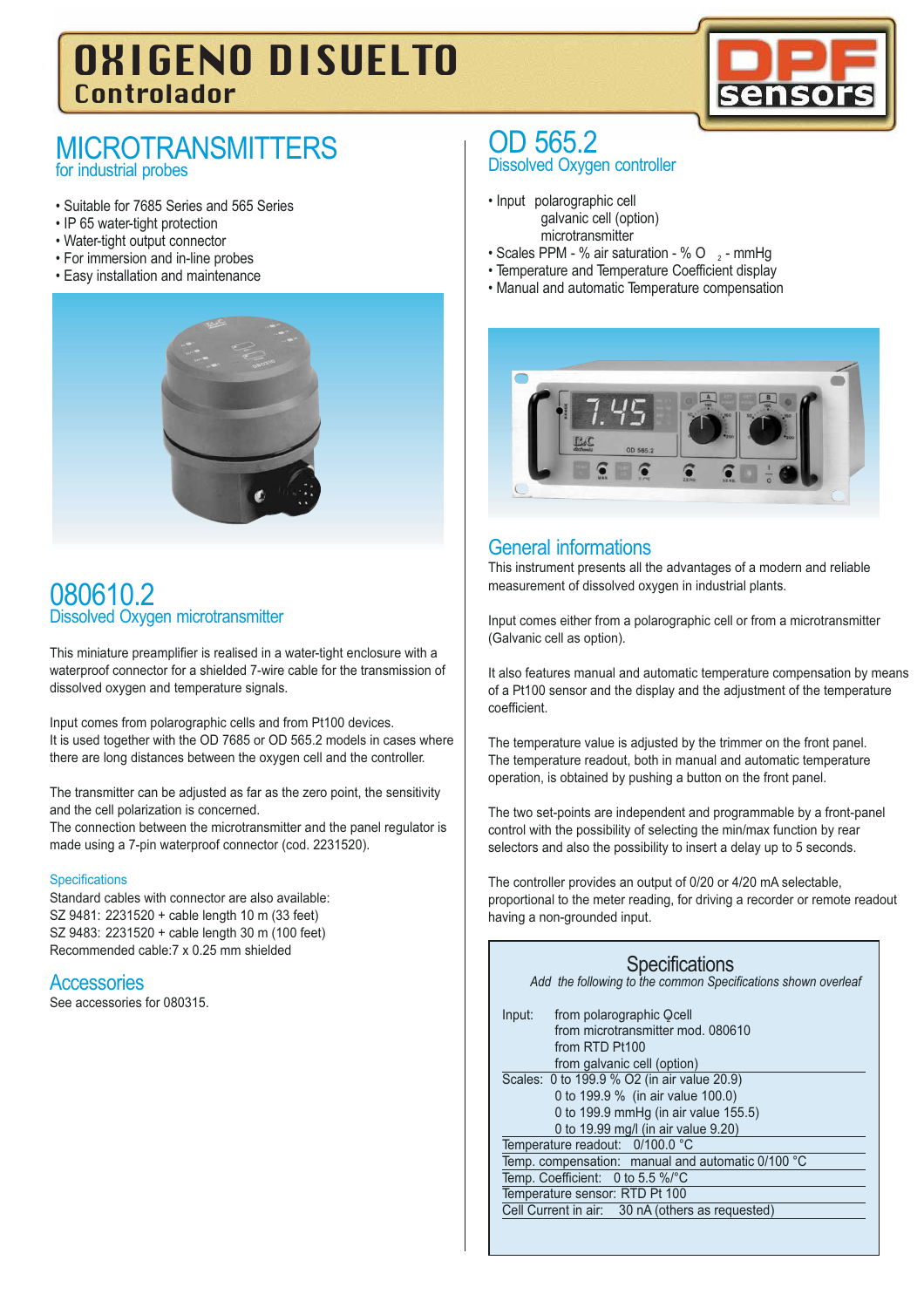# OXIGENO DISUELTO
## Controlador

## MICROTRANSMITTERS
### for industrial probes

- Suitable for 7685 Series and 565 Series
- IP 65 water-tight protection
- Water-tight output connector
- For immersion and in-line probes
- Easy installation and maintenance

## 080610.2
### Dissolved Oxygen microtransmitter

This miniature preamplifier is realised in a water-tight enclosure with a waterproof connector for a shielded 7-wire cable for the transmission of dissolved oxygen and temperature signals.

Input comes from polarographic cells and from Pt100 devices.
It is used together with the OD 7685 or OD 565.2 models in cases where there are long distances between the oxygen cell and the controller.

The transmitter can be adjusted as far as the zero point, the sensitivity and the cell polarization is concerned.
The connection between the microtransmitter and the panel regulator is made using a 7-pin waterproof connector (cod. 2231520).

### Specifications

Standard cables with connector are also available:
SZ 9481: 2231520 + cable length 10 m (33 feet)
SZ 9483: 2231520 + cable length 30 m (100 feet)
Recommended cable:7 x 0.25 mm shielded

### Accessories

See accessories for 080315.

## OD 565.2
### Dissolved Oxygen controller

- Input polarographic cell
  galvanic cell (option)
  microtransmitter
- Scales PPM - % air saturation - % $O_2$ - mmHg
- Temperature and Temperature Coefficient display
- Manual and automatic Temperature compensation

### General informations

This instrument presents all the advantages of a modern and reliable measurement of dissolved oxygen in industrial plants.

Input comes either from a polarographic cell or from a microtransmitter (Galvanic cell as option).

It also features manual and automatic temperature compensation by means of a Pt100 sensor and the display and the adjustment of the temperature coefficient.

The temperature value is adjusted by the trimmer on the front panel.
The temperature readout, both in manual and automatic temperature operation, is obtained by pushing a button on the front panel.

The two set-points are independent and programmable by a front-panel control with the possibility of selecting the min/max function by rear selectors and also the possibility to insert a delay up to 5 seconds.

The controller provides an output of 0/20 or 4/20 mA selectable, proportional to the meter reading, for driving a recorder or remote readout having a non-grounded input.

### Specifications

*Add the following to the common Specifications shown overleaf*

Input: from polarographic Qcell
from microtransmitter mod. 080610
from RTD Pt100
from galvanic cell (option)

Scales: 0 to 199.9 % O2 (in air value 20.9)
0 to 199.9 % (in air value 100.0)
0 to 199.9 mmHg (in air value 155.5)
0 to 19.99 mg/l (in air value 9.20)

Temperature readout: 0/100.0 °C

Temp. compensation: manual and automatic 0/100 °C

Temp. Coefficient: 0 to 5.5 %/°C

Temperature sensor: RTD Pt 100

Cell Current in air: 30 nA (others as requested)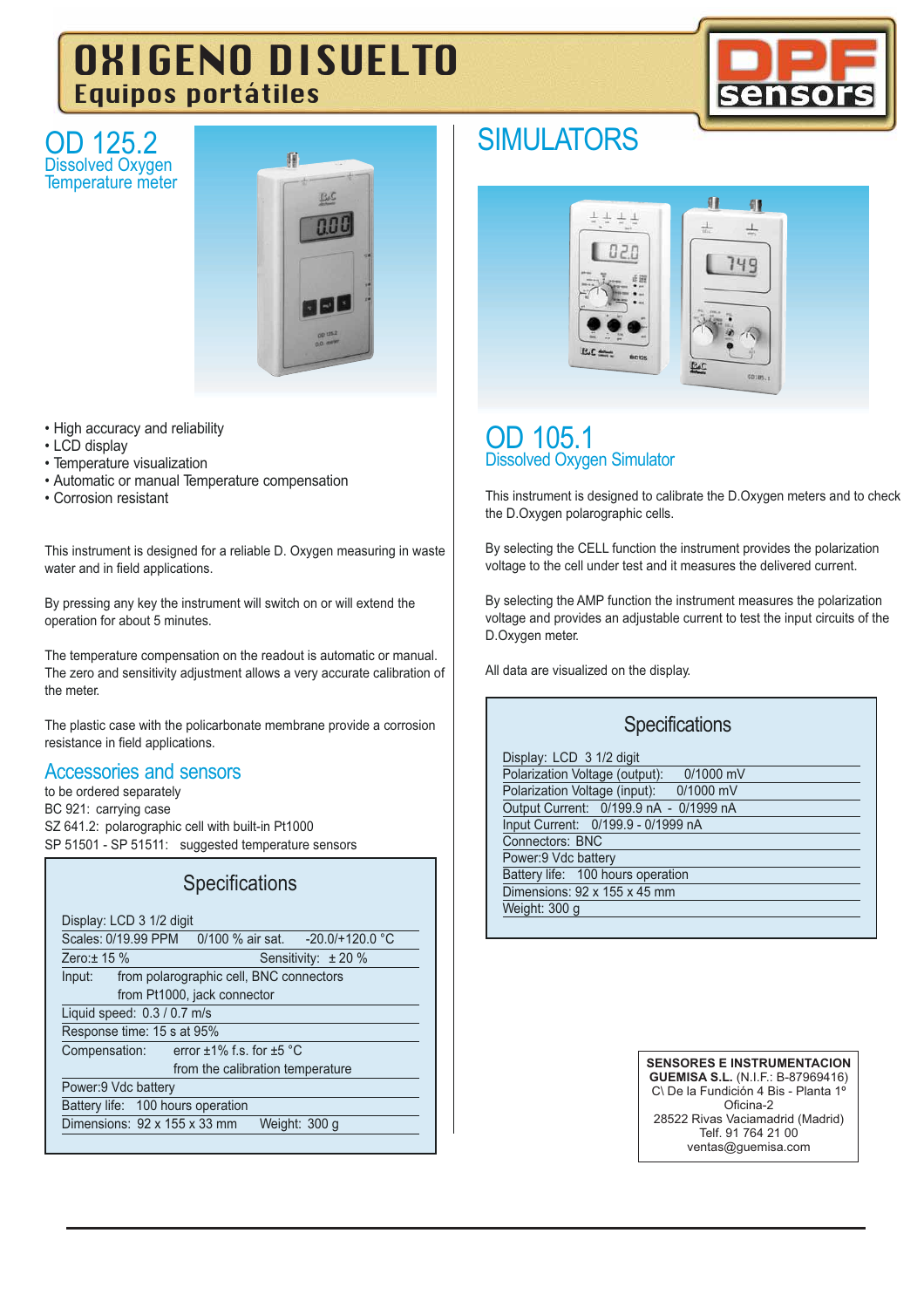# OXIGENO DISUELTO

## Equipos portátiles

DPF sensors

## OD 125.2

### Dissolved Oxygen Temperature meter

- High accuracy and reliability
- LCD display
- Temperature visualization
- Automatic or manual Temperature compensation
- Corrosion resistant

This instrument is designed for a reliable D. Oxygen measuring in waste water and in field applications.

By pressing any key the instrument will switch on or will extend the operation for about 5 minutes.

The temperature compensation on the readout is automatic or manual. The zero and sensitivity adjustment allows a very accurate calibration of the meter.

The plastic case with the policarbonate membrane provide a corrosion resistance in field applications.

### Accessories and sensors

to be ordered separately
BC 921: carrying case
SZ 641.2: polarographic cell with built-in Pt1000
SP 51501 - SP 51511: suggested temperature sensors

#### Specifications

| | | |
|---|---|---|
| Display: LCD 3 1/2 digit | | |
| Scales: 0/19.99 PPM | 0/100 % air sat. | -20.0/+120.0 °C |
| Zero:± 15 % | Sensitivity: ± 20 % | |
| Input: from polarographic cell, BNC connectors<br>from Pt1000, jack connector | | |
| Liquid speed: 0.3 / 0.7 m/s | | |
| Response time: 15 s at 95% | | |
| Compensation: error ±1% f.s. for ±5 °C<br>from the calibration temperature | | |
| Power:9 Vdc battery | | |
| Battery life: 100 hours operation | | |
| Dimensions: 92 x 155 x 33 mm | Weight: 300 g | |

## SIMULATORS

## OD 105.1

### Dissolved Oxygen Simulator

This instrument is designed to calibrate the D.Oxygen meters and to check the D.Oxygen polarographic cells.

By selecting the CELL function the instrument provides the polarization voltage to the cell under test and it measures the delivered current.

By selecting the AMP function the instrument measures the polarization voltage and provides an adjustable current to test the input circuits of the D.Oxygen meter.

All data are visualized on the display.

#### Specifications

| | |
|---|---|
| Display: LCD 3 1/2 digit | |
| Polarization Voltage (output): | 0/1000 mV |
| Polarization Voltage (input): | 0/1000 mV |
| Output Current: | 0/199.9 nA - 0/1999 nA |
| Input Current: | 0/199.9 - 0/1999 nA |
| Connectors: BNC | |
| Power:9 Vdc battery | |
| Battery life: | 100 hours operation |
| Dimensions: 92 x 155 x 45 mm | |
| Weight: 300 g | |

**SENSORES E INSTRUMENTACION GUEMISA S.L.** (N.I.F.: B-87969416)
C\ De la Fundición 4 Bis - Planta 1º
Oficina-2
28522 Rivas Vaciamadrid (Madrid)
Telf. 91 764 21 00
ventas@guemisa.com